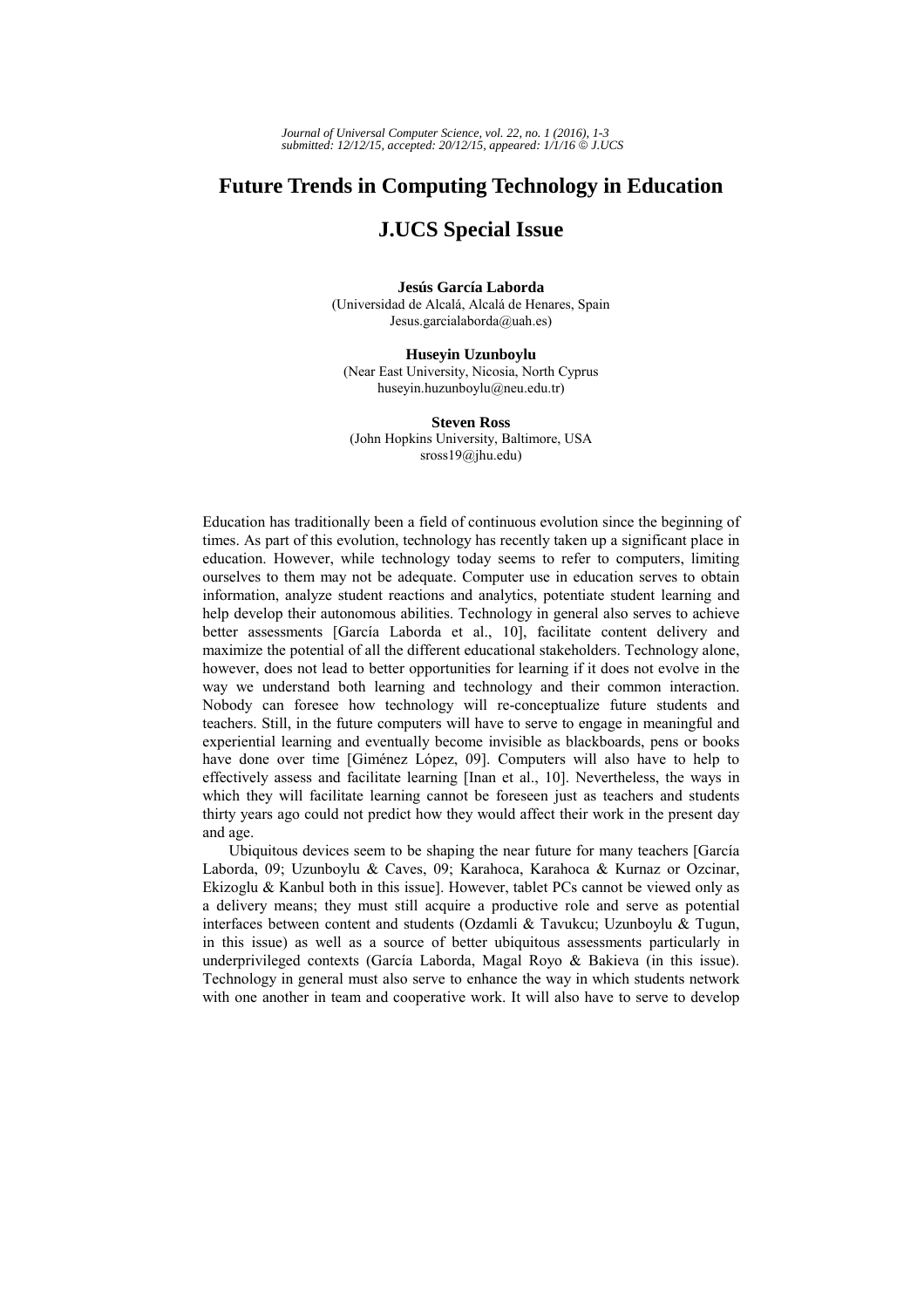# Future Trends in Computing Technology in Education

## J.UCS Special Issue

**Jesús García Laborda**
(Universidad de Alcalá, Alcalá de Henares, Spain
Jesus.garcialaborda@uah.es)

**Huseyin Uzunboylu**
(Near East University, Nicosia, North Cyprus
huseyin.huzunboylu@neu.edu.tr)

**Steven Ross**
(John Hopkins University, Baltimore, USA
sross19@jhu.edu)

Education has traditionally been a field of continuous evolution since the beginning of times. As part of this evolution, technology has recently taken up a significant place in education. However, while technology today seems to refer to computers, limiting ourselves to them may not be adequate. Computer use in education serves to obtain information, analyze student reactions and analytics, potentiate student learning and help develop their autonomous abilities. Technology in general also serves to achieve better assessments [García Laborda et al., 10], facilitate content delivery and maximize the potential of all the different educational stakeholders. Technology alone, however, does not lead to better opportunities for learning if it does not evolve in the way we understand both learning and technology and their common interaction. Nobody can foresee how technology will re-conceptualize future students and teachers. Still, in the future computers will have to serve to engage in meaningful and experiential learning and eventually become invisible as blackboards, pens or books have done over time [Giménez López, 09]. Computers will also have to help to effectively assess and facilitate learning [Inan et al., 10]. Nevertheless, the ways in which they will facilitate learning cannot be foreseen just as teachers and students thirty years ago could not predict how they would affect their work in the present day and age.

Ubiquitous devices seem to be shaping the near future for many teachers [García Laborda, 09; Uzunboylu & Caves, 09; Karahoca, Karahoca & Kurnaz or Ozcinar, Ekizoglu & Kanbul both in this issue]. However, tablet PCs cannot be viewed only as a delivery means; they must still acquire a productive role and serve as potential interfaces between content and students (Ozdamli & Tavukcu; Uzunboylu & Tugun, in this issue) as well as a source of better ubiquitous assessments particularly in underprivileged contexts (García Laborda, Magal Royo & Bakieva (in this issue). Technology in general must also serve to enhance the way in which students network with one another in team and cooperative work. It will also have to serve to develop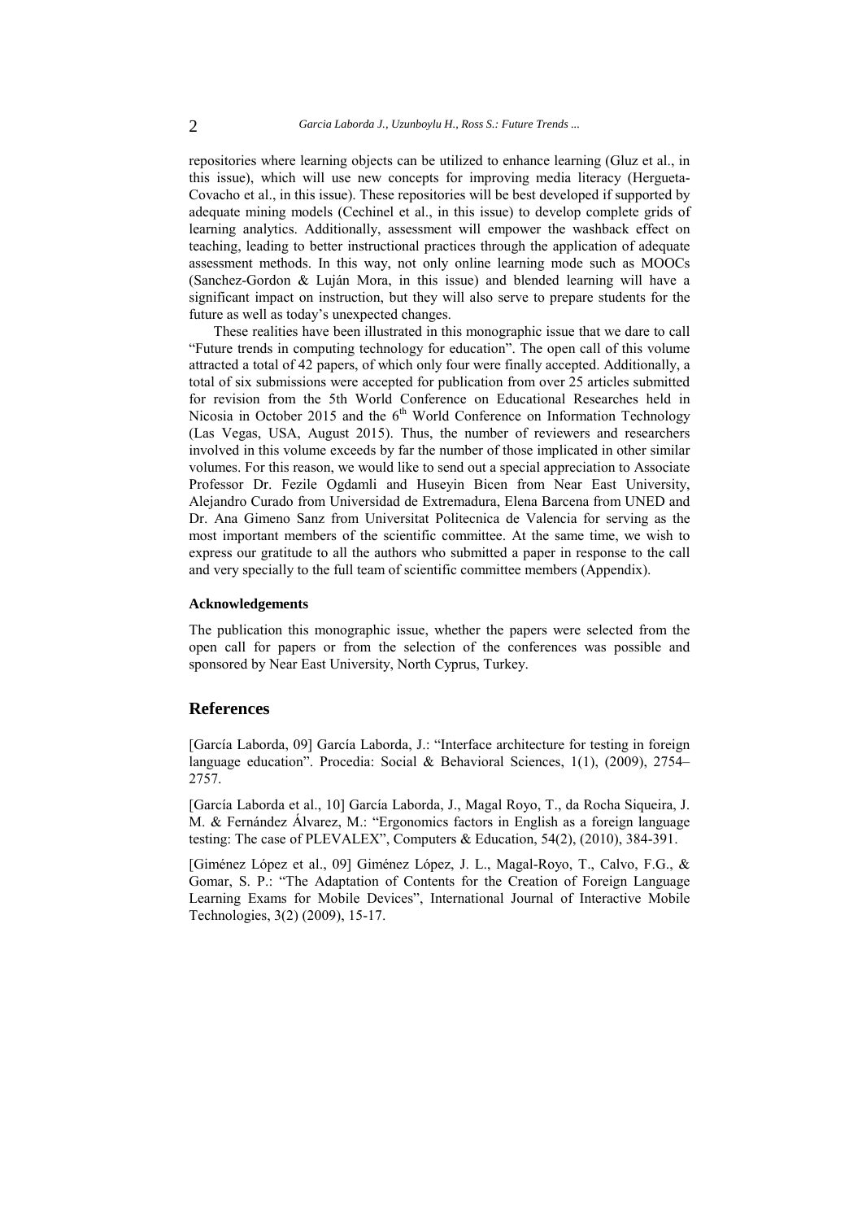repositories where learning objects can be utilized to enhance learning (Gluz et al., in this issue), which will use new concepts for improving media literacy (Hergueta-Covacho et al., in this issue). These repositories will be best developed if supported by adequate mining models (Cechinel et al., in this issue) to develop complete grids of learning analytics. Additionally, assessment will empower the washback effect on teaching, leading to better instructional practices through the application of adequate assessment methods. In this way, not only online learning mode such as MOOCs (Sanchez-Gordon & Luján Mora, in this issue) and blended learning will have a significant impact on instruction, but they will also serve to prepare students for the future as well as today's unexpected changes.

These realities have been illustrated in this monographic issue that we dare to call "Future trends in computing technology for education". The open call of this volume attracted a total of 42 papers, of which only four were finally accepted. Additionally, a total of six submissions were accepted for publication from over 25 articles submitted for revision from the 5th World Conference on Educational Researches held in Nicosia in October 2015 and the 6th World Conference on Information Technology (Las Vegas, USA, August 2015). Thus, the number of reviewers and researchers involved in this volume exceeds by far the number of those implicated in other similar volumes. For this reason, we would like to send out a special appreciation to Associate Professor Dr. Fezile Ogdamli and Huseyin Bicen from Near East University, Alejandro Curado from Universidad de Extremadura, Elena Barcena from UNED and Dr. Ana Gimeno Sanz from Universitat Politecnica de Valencia for serving as the most important members of the scientific committee. At the same time, we wish to express our gratitude to all the authors who submitted a paper in response to the call and very specially to the full team of scientific committee members (Appendix).

#### Acknowledgements

The publication this monographic issue, whether the papers were selected from the open call for papers or from the selection of the conferences was possible and sponsored by Near East University, North Cyprus, Turkey.

## References

[García Laborda, 09] García Laborda, J.: "Interface architecture for testing in foreign language education". Procedia: Social & Behavioral Sciences, 1(1), (2009), 2754–2757.

[García Laborda et al., 10] García Laborda, J., Magal Royo, T., da Rocha Siqueira, J. M. & Fernández Álvarez, M.: "Ergonomics factors in English as a foreign language testing: The case of PLEVALEX", Computers & Education, 54(2), (2010), 384-391.

[Giménez López et al., 09] Giménez López, J. L., Magal-Royo, T., Calvo, F.G., & Gomar, S. P.: "The Adaptation of Contents for the Creation of Foreign Language Learning Exams for Mobile Devices", International Journal of Interactive Mobile Technologies, 3(2) (2009), 15-17.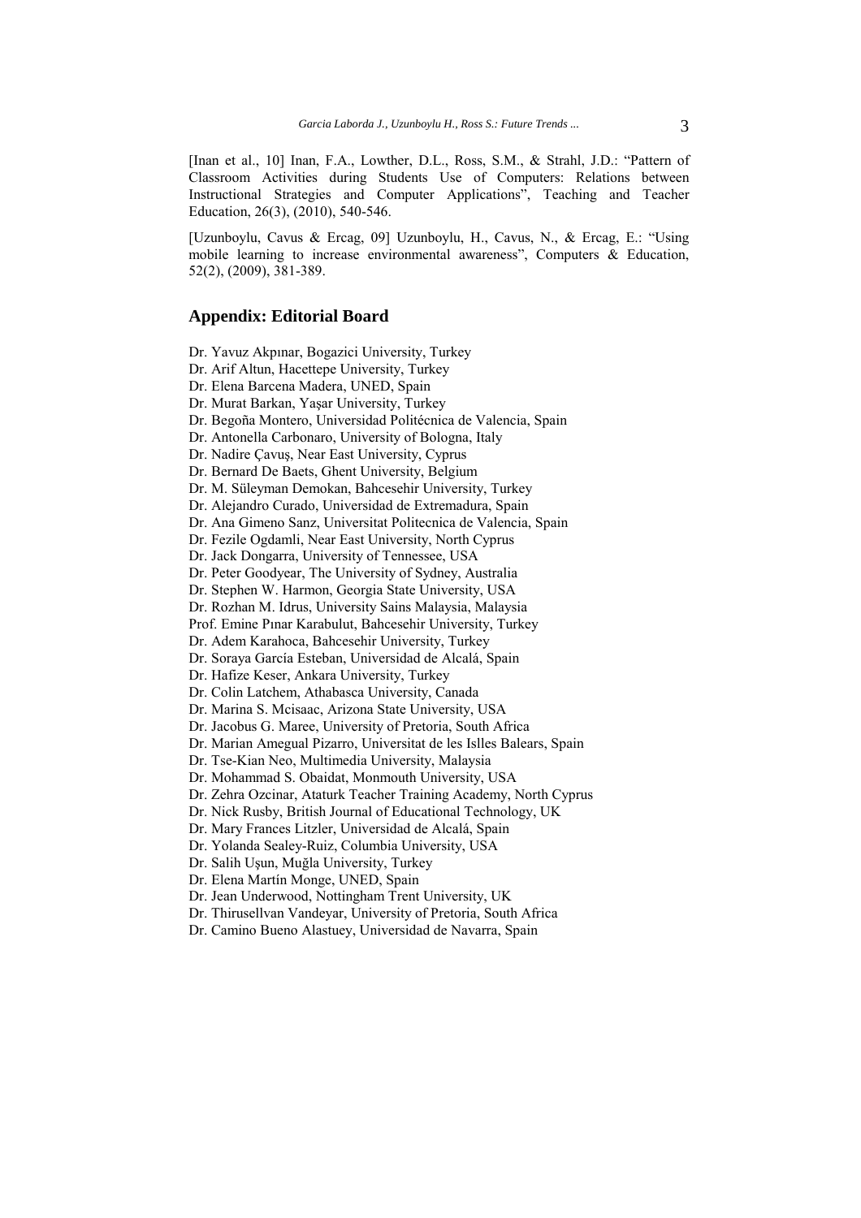[Inan et al., 10] Inan, F.A., Lowther, D.L., Ross, S.M., & Strahl, J.D.: "Pattern of Classroom Activities during Students Use of Computers: Relations between Instructional Strategies and Computer Applications", Teaching and Teacher Education, 26(3), (2010), 540-546.

[Uzunboylu, Cavus & Ercag, 09] Uzunboylu, H., Cavus, N., & Ercag, E.: "Using mobile learning to increase environmental awareness", Computers & Education, 52(2), (2009), 381-389.

## Appendix: Editorial Board

Dr. Yavuz Akpınar, Bogazici University, Turkey
Dr. Arif Altun, Hacettepe University, Turkey
Dr. Elena Barcena Madera, UNED, Spain
Dr. Murat Barkan, Yaşar University, Turkey
Dr. Begoña Montero, Universidad Politécnica de Valencia, Spain
Dr. Antonella Carbonaro, University of Bologna, Italy
Dr. Nadire Çavuş, Near East University, Cyprus
Dr. Bernard De Baets, Ghent University, Belgium
Dr. M. Süleyman Demokan, Bahcesehir University, Turkey
Dr. Alejandro Curado, Universidad de Extremadura, Spain
Dr. Ana Gimeno Sanz, Universitat Politecnica de Valencia, Spain
Dr. Fezile Ogdamli, Near East University, North Cyprus
Dr. Jack Dongarra, University of Tennessee, USA
Dr. Peter Goodyear, The University of Sydney, Australia
Dr. Stephen W. Harmon, Georgia State University, USA
Dr. Rozhan M. Idrus, University Sains Malaysia, Malaysia
Prof. Emine Pınar Karabulut, Bahcesehir University, Turkey
Dr. Adem Karahoca, Bahcesehir University, Turkey
Dr. Soraya García Esteban, Universidad de Alcalá, Spain
Dr. Hafize Keser, Ankara University, Turkey
Dr. Colin Latchem, Athabasca University, Canada
Dr. Marina S. Mcisaac, Arizona State University, USA
Dr. Jacobus G. Maree, University of Pretoria, South Africa
Dr. Marian Amegual Pizarro, Universitat de les Islles Balears, Spain
Dr. Tse-Kian Neo, Multimedia University, Malaysia
Dr. Mohammad S. Obaidat, Monmouth University, USA
Dr. Zehra Ozcinar, Ataturk Teacher Training Academy, North Cyprus
Dr. Nick Rusby, British Journal of Educational Technology, UK
Dr. Mary Frances Litzler, Universidad de Alcalá, Spain
Dr. Yolanda Sealey-Ruiz, Columbia University, USA
Dr. Salih Uşun, Muğla University, Turkey
Dr. Elena Martín Monge, UNED, Spain
Dr. Jean Underwood, Nottingham Trent University, UK
Dr. Thirusellvan Vandeyar, University of Pretoria, South Africa
Dr. Camino Bueno Alastuey, Universidad de Navarra, Spain